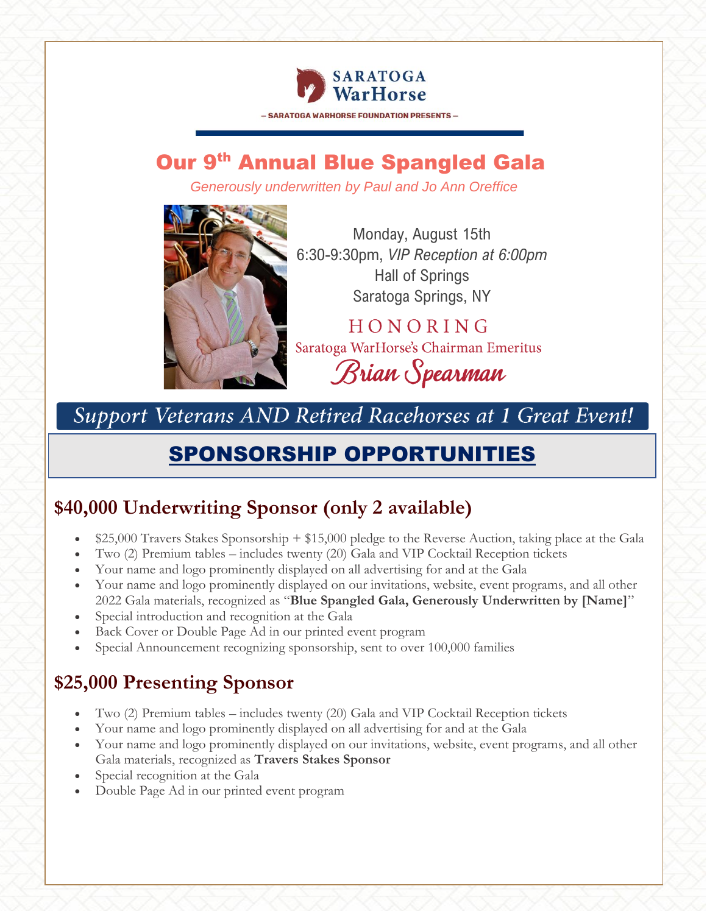SARATOGA WarHorse

— SARATOGA WARHORSE FOUNDATION PRESENTS —

# Our 9th Annual Blue Spangled Gala

*Generously underwritten by Paul and Jo Ann Oreffice*

Monday, August 15th
6:30-9:30pm, *VIP Reception at 6:00pm*
Hall of Springs
Saratoga Springs, NY

HONORING
Saratoga WarHorse's Chairman Emeritus
*Brian Spearman*

*Support Veterans AND Retired Racehorses at 1 Great Event!*

## SPONSORSHIP OPPORTUNITIES

### $40,000 Underwriting Sponsor (only 2 available)

- $25,000 Travers Stakes Sponsorship + $15,000 pledge to the Reverse Auction, taking place at the Gala
- Two (2) Premium tables – includes twenty (20) Gala and VIP Cocktail Reception tickets
- Your name and logo prominently displayed on all advertising for and at the Gala
- Your name and logo prominently displayed on our invitations, website, event programs, and all other 2022 Gala materials, recognized as "**Blue Spangled Gala, Generously Underwritten by [Name]**"
- Special introduction and recognition at the Gala
- Back Cover or Double Page Ad in our printed event program
- Special Announcement recognizing sponsorship, sent to over 100,000 families

### $25,000 Presenting Sponsor

- Two (2) Premium tables – includes twenty (20) Gala and VIP Cocktail Reception tickets
- Your name and logo prominently displayed on all advertising for and at the Gala
- Your name and logo prominently displayed on our invitations, website, event programs, and all other Gala materials, recognized as **Travers Stakes Sponsor**
- Special recognition at the Gala
- Double Page Ad in our printed event program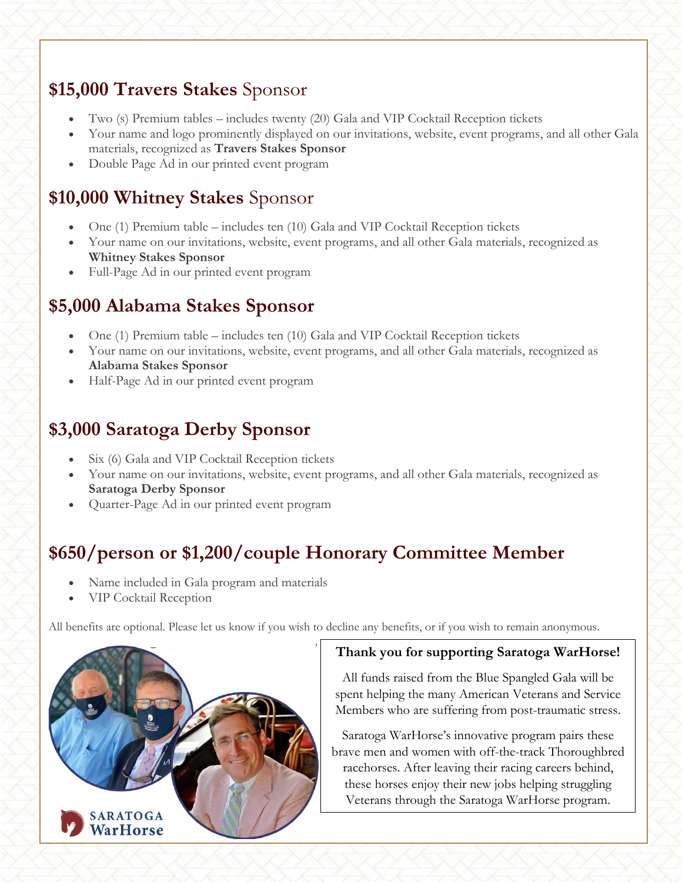## **$15,000 Travers Stakes** Sponsor

- Two (s) Premium tables – includes twenty (20) Gala and VIP Cocktail Reception tickets
- Your name and logo prominently displayed on our invitations, website, event programs, and all other Gala materials, recognized as **Travers Stakes Sponsor**
- Double Page Ad in our printed event program

## **$10,000 Whitney Stakes** Sponsor

- One (1) Premium table – includes ten (10) Gala and VIP Cocktail Reception tickets
- Your name on our invitations, website, event programs, and all other Gala materials, recognized as **Whitney Stakes Sponsor**
- Full-Page Ad in our printed event program

## **$5,000 Alabama Stakes Sponsor**

- One (1) Premium table – includes ten (10) Gala and VIP Cocktail Reception tickets
- Your name on our invitations, website, event programs, and all other Gala materials, recognized as **Alabama Stakes Sponsor**
- Half-Page Ad in our printed event program

## **$3,000 Saratoga Derby Sponsor**

- Six (6) Gala and VIP Cocktail Reception tickets
- Your name on our invitations, website, event programs, and all other Gala materials, recognized as **Saratoga Derby Sponsor**
- Quarter-Page Ad in our printed event program

## **$650/person or $1,200/couple Honorary Committee Member**

- Name included in Gala program and materials
- VIP Cocktail Reception

All benefits are optional. Please let us know if you wish to decline any benefits, or if you wish to remain anonymous.

SARATOGA WarHorse

**Thank you for supporting Saratoga WarHorse!**

All funds raised from the Blue Spangled Gala will be spent helping the many American Veterans and Service Members who are suffering from post-traumatic stress.

Saratoga WarHorse's innovative program pairs these brave men and women with off-the-track Thoroughbred racehorses. After leaving their racing careers behind, these horses enjoy their new jobs helping struggling Veterans through the Saratoga WarHorse program.